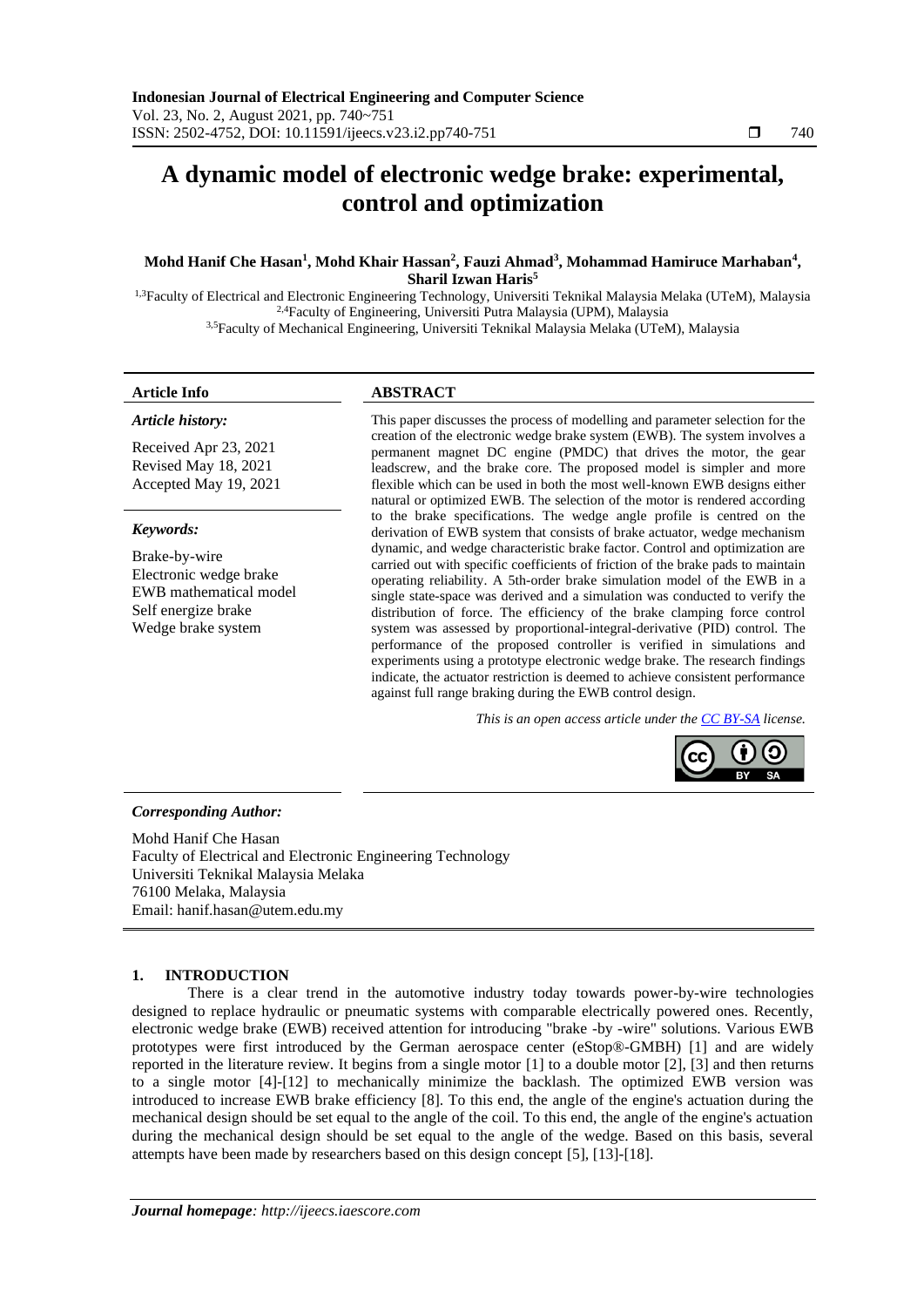# A dynamic model of electronic wedge brake: experimental, control and optimization

**Mohd Hanif Che Hasan[1], Mohd Khair Hassan[2], Fauzi Ahmad[3], Mohammad Hamiruce Marhaban[4], Sharil Izwan Haris[5]**

[1,3]Faculty of Electrical and Electronic Engineering Technology, Universiti Teknikal Malaysia Melaka (UTeM), Malaysia
[2,4]Faculty of Engineering, Universiti Putra Malaysia (UPM), Malaysia
[3,5]Faculty of Mechanical Engineering, Universiti Teknikal Malaysia Melaka (UTeM), Malaysia

### Article Info

***Article history:***

Received Apr 23, 2021
Revised May 18, 2021
Accepted May 19, 2021

***Keywords:***

Brake-by-wire
Electronic wedge brake
EWB mathematical model
Self energize brake
Wedge brake system

### ABSTRACT

This paper discusses the process of modelling and parameter selection for the creation of the electronic wedge brake system (EWB). The system involves a permanent magnet DC engine (PMDC) that drives the motor, the gear leadscrew, and the brake core. The proposed model is simpler and more flexible which can be used in both the most well-known EWB designs either natural or optimized EWB. The selection of the motor is rendered according to the brake specifications. The wedge angle profile is centred on the derivation of EWB system that consists of brake actuator, wedge mechanism dynamic, and wedge characteristic brake factor. Control and optimization are carried out with specific coefficients of friction of the brake pads to maintain operating reliability. A 5th-order brake simulation model of the EWB in a single state-space was derived and a simulation was conducted to verify the distribution of force. The efficiency of the brake clamping force control system was assessed by proportional-integral-derivative (PID) control. The performance of the proposed controller is verified in simulations and experiments using a prototype electronic wedge brake. The research findings indicate, the actuator restriction is deemed to achieve consistent performance against full range braking during the EWB control design.

*This is an open access article under the CC BY-SA license.*

***Corresponding Author:***

Mohd Hanif Che Hasan
Faculty of Electrical and Electronic Engineering Technology
Universiti Teknikal Malaysia Melaka
76100 Melaka, Malaysia
Email: hanif.hasan@utem.edu.my

## 1. INTRODUCTION

There is a clear trend in the automotive industry today towards power-by-wire technologies designed to replace hydraulic or pneumatic systems with comparable electrically powered ones. Recently, electronic wedge brake (EWB) received attention for introducing "brake -by -wire" solutions. Various EWB prototypes were first introduced by the German aerospace center (eStop®-GMBH) [1] and are widely reported in the literature review. It begins from a single motor [1] to a double motor [2], [3] and then returns to a single motor [4]-[12] to mechanically minimize the backlash. The optimized EWB version was introduced to increase EWB brake efficiency [8]. To this end, the angle of the engine's actuation during the mechanical design should be set equal to the angle of the coil. To this end, the angle of the engine's actuation during the mechanical design should be set equal to the angle of the wedge. Based on this basis, several attempts have been made by researchers based on this design concept [5], [13]-[18].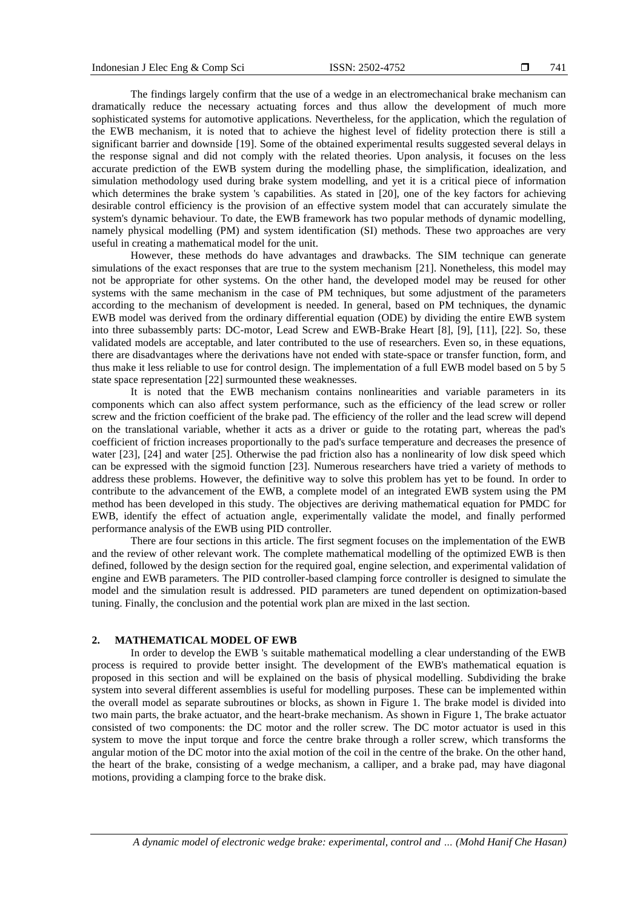The findings largely confirm that the use of a wedge in an electromechanical brake mechanism can dramatically reduce the necessary actuating forces and thus allow the development of much more sophisticated systems for automotive applications. Nevertheless, for the application, which the regulation of the EWB mechanism, it is noted that to achieve the highest level of fidelity protection there is still a significant barrier and downside [19]. Some of the obtained experimental results suggested several delays in the response signal and did not comply with the related theories. Upon analysis, it focuses on the less accurate prediction of the EWB system during the modelling phase, the simplification, idealization, and simulation methodology used during brake system modelling, and yet it is a critical piece of information which determines the brake system 's capabilities. As stated in [20], one of the key factors for achieving desirable control efficiency is the provision of an effective system model that can accurately simulate the system's dynamic behaviour. To date, the EWB framework has two popular methods of dynamic modelling, namely physical modelling (PM) and system identification (SI) methods. These two approaches are very useful in creating a mathematical model for the unit.

However, these methods do have advantages and drawbacks. The SIM technique can generate simulations of the exact responses that are true to the system mechanism [21]. Nonetheless, this model may not be appropriate for other systems. On the other hand, the developed model may be reused for other systems with the same mechanism in the case of PM techniques, but some adjustment of the parameters according to the mechanism of development is needed. In general, based on PM techniques, the dynamic EWB model was derived from the ordinary differential equation (ODE) by dividing the entire EWB system into three subassembly parts: DC-motor, Lead Screw and EWB-Brake Heart [8], [9], [11], [22]. So, these validated models are acceptable, and later contributed to the use of researchers. Even so, in these equations, there are disadvantages where the derivations have not ended with state-space or transfer function, form, and thus make it less reliable to use for control design. The implementation of a full EWB model based on 5 by 5 state space representation [22] surmounted these weaknesses.

It is noted that the EWB mechanism contains nonlinearities and variable parameters in its components which can also affect system performance, such as the efficiency of the lead screw or roller screw and the friction coefficient of the brake pad. The efficiency of the roller and the lead screw will depend on the translational variable, whether it acts as a driver or guide to the rotating part, whereas the pad's coefficient of friction increases proportionally to the pad's surface temperature and decreases the presence of water [23], [24] and water [25]. Otherwise the pad friction also has a nonlinearity of low disk speed which can be expressed with the sigmoid function [23]. Numerous researchers have tried a variety of methods to address these problems. However, the definitive way to solve this problem has yet to be found. In order to contribute to the advancement of the EWB, a complete model of an integrated EWB system using the PM method has been developed in this study. The objectives are deriving mathematical equation for PMDC for EWB, identify the effect of actuation angle, experimentally validate the model, and finally performed performance analysis of the EWB using PID controller.

There are four sections in this article. The first segment focuses on the implementation of the EWB and the review of other relevant work. The complete mathematical modelling of the optimized EWB is then defined, followed by the design section for the required goal, engine selection, and experimental validation of engine and EWB parameters. The PID controller-based clamping force controller is designed to simulate the model and the simulation result is addressed. PID parameters are tuned dependent on optimization-based tuning. Finally, the conclusion and the potential work plan are mixed in the last section.

## 2. MATHEMATICAL MODEL OF EWB

In order to develop the EWB 's suitable mathematical modelling a clear understanding of the EWB process is required to provide better insight. The development of the EWB's mathematical equation is proposed in this section and will be explained on the basis of physical modelling. Subdividing the brake system into several different assemblies is useful for modelling purposes. These can be implemented within the overall model as separate subroutines or blocks, as shown in Figure 1. The brake model is divided into two main parts, the brake actuator, and the heart-brake mechanism. As shown in Figure 1, The brake actuator consisted of two components: the DC motor and the roller screw. The DC motor actuator is used in this system to move the input torque and force the centre brake through a roller screw, which transforms the angular motion of the DC motor into the axial motion of the coil in the centre of the brake. On the other hand, the heart of the brake, consisting of a wedge mechanism, a calliper, and a brake pad, may have diagonal motions, providing a clamping force to the brake disk.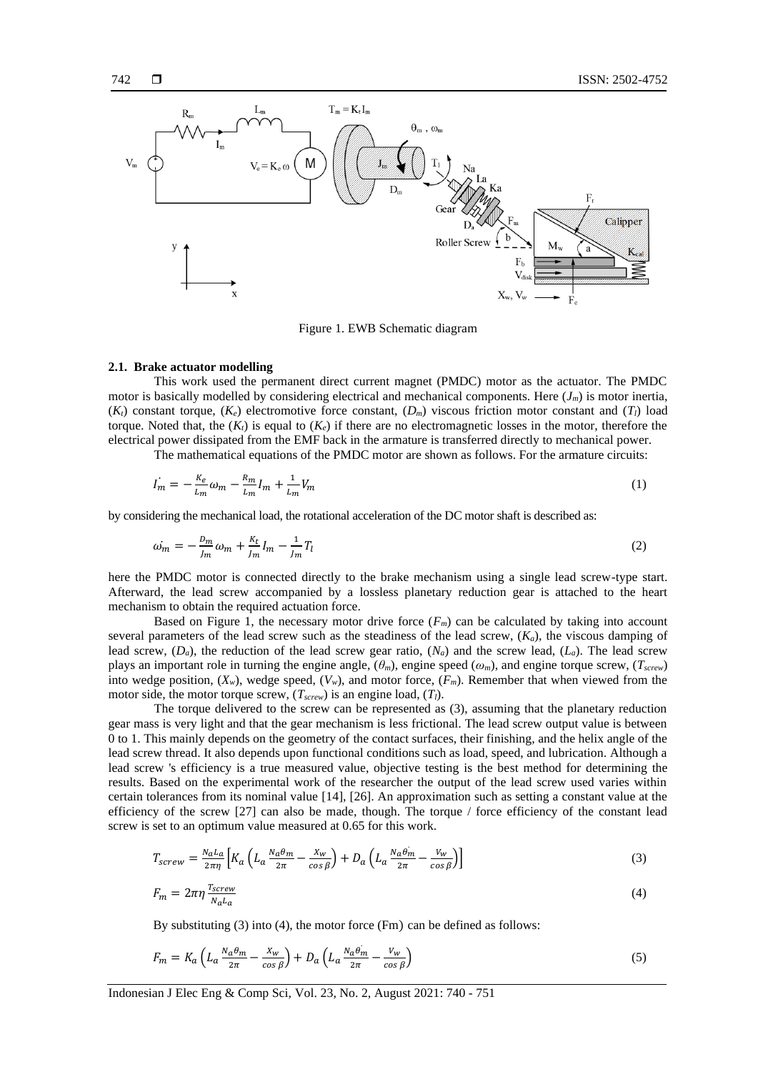Figure 1. EWB Schematic diagram

### 2.1. Brake actuator modelling

This work used the permanent direct current magnet (PMDC) motor as the actuator. The PMDC motor is basically modelled by considering electrical and mechanical components. Here ($J_m$) is motor inertia, ($K_t$) constant torque, ($K_e$) electromotive force constant, ($D_m$) viscous friction motor constant and ($T_l$) load torque. Noted that, the ($K_t$) is equal to ($K_e$) if there are no electromagnetic losses in the motor, therefore the electrical power dissipated from the EMF back in the armature is transferred directly to mechanical power.

The mathematical equations of the PMDC motor are shown as follows. For the armature circuits:

$$\dot{I_m} = -\frac{K_e}{L_m}\omega_m - \frac{R_m}{L_m}I_m + \frac{1}{L_m}V_m \tag{1}$$

by considering the mechanical load, the rotational acceleration of the DC motor shaft is described as:

$$\dot{\omega_m} = -\frac{D_m}{J_m}\omega_m + \frac{K_t}{J_m}I_m - \frac{1}{J_m}T_l \tag{2}$$

here the PMDC motor is connected directly to the brake mechanism using a single lead screw-type start. Afterward, the lead screw accompanied by a lossless planetary reduction gear is attached to the heart mechanism to obtain the required actuation force.

Based on Figure 1, the necessary motor drive force ($F_m$) can be calculated by taking into account several parameters of the lead screw such as the steadiness of the lead screw, ($K_a$), the viscous damping of lead screw, ($D_a$), the reduction of the lead screw gear ratio, ($N_a$) and the screw lead, ($L_a$). The lead screw plays an important role in turning the engine angle, ($\theta_m$), engine speed ($\omega_m$), and engine torque screw, ($T_{screw}$) into wedge position, ($X_w$), wedge speed, ($V_w$), and motor force, ($F_m$). Remember that when viewed from the motor side, the motor torque screw, ($T_{screw}$) is an engine load, ($T_l$).

The torque delivered to the screw can be represented as (3), assuming that the planetary reduction gear mass is very light and that the gear mechanism is less frictional. The lead screw output value is between 0 to 1. This mainly depends on the geometry of the contact surfaces, their finishing, and the helix angle of the lead screw thread. It also depends upon functional conditions such as load, speed, and lubrication. Although a lead screw 's efficiency is a true measured value, objective testing is the best method for determining the results. Based on the experimental work of the researcher the output of the lead screw used varies within certain tolerances from its nominal value [14], [26]. An approximation such as setting a constant value at the efficiency of the screw [27] can also be made, though. The torque / force efficiency of the constant lead screw is set to an optimum value measured at 0.65 for this work.

$$T_{screw} = \frac{N_a L_a}{2\pi\eta}\left[K_a\left(L_a\frac{N_a\theta_m}{2\pi} - \frac{X_w}{\cos\beta}\right) + D_a\left(L_a\frac{N_a\dot{\theta_m}}{2\pi} - \frac{V_w}{\cos\beta}\right)\right] \tag{3}$$

$$F_m = 2\pi\eta\frac{T_{screw}}{N_a L_a} \tag{4}$$

By substituting (3) into (4), the motor force (Fm) can be defined as follows:

$$F_m = K_a\left(L_a\frac{N_a\theta_m}{2\pi} - \frac{X_w}{\cos\beta}\right) + D_a\left(L_a\frac{N_a\dot{\theta_m}}{2\pi} - \frac{V_w}{\cos\beta}\right) \tag{5}$$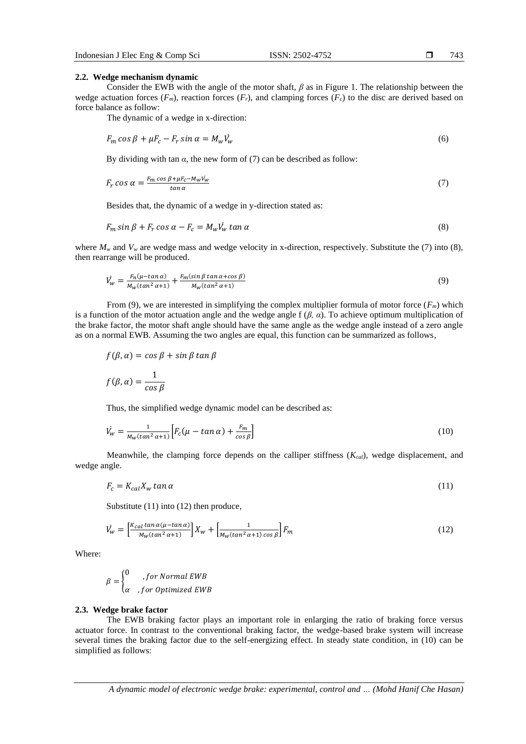### 2.2. Wedge mechanism dynamic

Consider the EWB with the angle of the motor shaft, $\beta$ as in Figure 1. The relationship between the wedge actuation forces ($F_m$), reaction forces ($F_r$), and clamping forces ($F_c$) to the disc are derived based on force balance as follow:

The dynamic of a wedge in x-direction:

$$F_m \cos\beta + \mu F_c - F_r \sin\alpha = M_w \dot{V_w} \tag{6}$$

By dividing with tan $\alpha$, the new form of (7) can be described as follow:

$$F_r \cos\alpha = \frac{F_m \cos\beta + \mu F_c - M_w \dot{V_w}}{\tan\alpha} \tag{7}$$

Besides that, the dynamic of a wedge in y-direction stated as:

$$F_m \sin\beta + F_r \cos\alpha - F_c = M_w \dot{V_w} \tan\alpha \tag{8}$$

where $M_w$ and $V_w$ are wedge mass and wedge velocity in x-direction, respectively. Substitute the (7) into (8), then rearrange will be produced.

$$\dot{V_w} = \frac{F_n(\mu - \tan\alpha)}{M_w(\tan^2\alpha + 1)} + \frac{F_m(\sin\beta\tan\alpha + \cos\beta)}{M_w(\tan^2\alpha + 1)} \tag{9}$$

From (9), we are interested in simplifying the complex multiplier formula of motor force ($F_m$) which is a function of the motor actuation angle and the wedge angle f ($\beta$, $\alpha$). To achieve optimum multiplication of the brake factor, the motor shaft angle should have the same angle as the wedge angle instead of a zero angle as on a normal EWB. Assuming the two angles are equal, this function can be summarized as follows,

$$f(\beta, \alpha) = \cos\beta + \sin\beta\tan\beta$$

$$f(\beta, \alpha) = \frac{1}{\cos\beta}$$

Thus, the simplified wedge dynamic model can be described as:

$$\dot{V_w} = \frac{1}{M_w(\tan^2\alpha + 1)}\left[F_c(\mu - \tan\alpha) + \frac{F_m}{\cos\beta}\right] \tag{10}$$

Meanwhile, the clamping force depends on the calliper stiffness ($K_{cal}$), wedge displacement, and wedge angle.

$$F_c = K_{cal} X_w \tan\alpha \tag{11}$$

Substitute (11) into (12) then produce,

$$\dot{V_w} = \left[\frac{K_{cal}\tan\alpha(\mu - \tan\alpha)}{M_w(\tan^2\alpha + 1)}\right] X_w + \left[\frac{1}{M_w(\tan^2\alpha + 1)\cos\beta}\right] F_m \tag{12}$$

Where:

$$\beta = \begin{cases} 0 & , for\ Normal\ EWB \\ \alpha & , for\ Optimized\ EWB \end{cases}$$

### 2.3. Wedge brake factor

The EWB braking factor plays an important role in enlarging the ratio of braking force versus actuator force. In contrast to the conventional braking factor, the wedge-based brake system will increase several times the braking factor due to the self-energizing effect. In steady state condition, in (10) can be simplified as follows: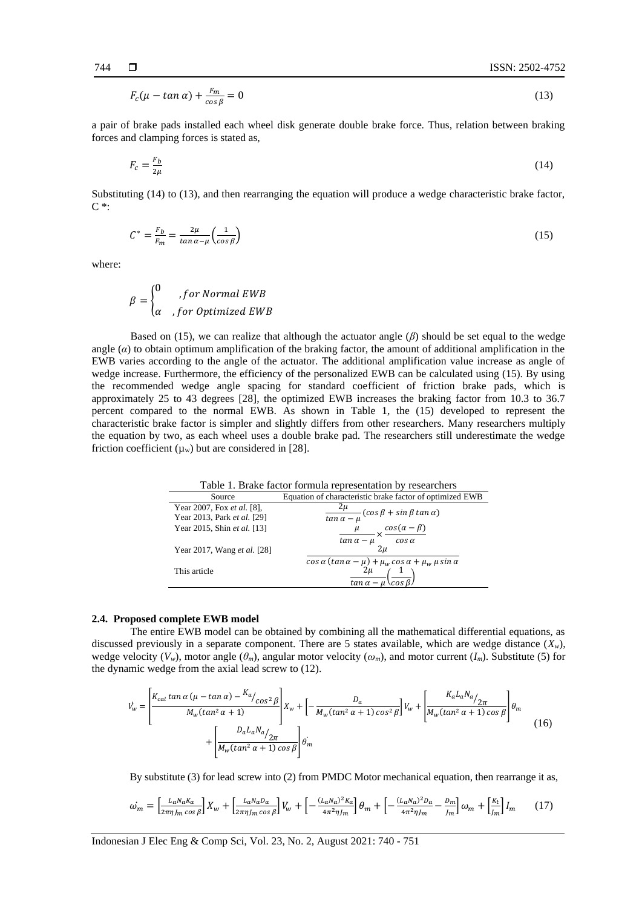$$F_c(\mu - \tan\alpha) + \frac{F_m}{\cos\beta} = 0 \tag{13}$$

a pair of brake pads installed each wheel disk generate double brake force. Thus, relation between braking forces and clamping forces is stated as,

$$F_c = \frac{F_b}{2\mu} \tag{14}$$

Substituting (14) to (13), and then rearranging the equation will produce a wedge characteristic brake factor, C *:

$$C^* = \frac{F_b}{F_m} = \frac{2\mu}{\tan\alpha - \mu}\left(\frac{1}{\cos\beta}\right) \tag{15}$$

where:

$$\beta = \begin{cases} 0 & , for\ Normal\ EWB \\ \alpha & , for\ Optimized\ EWB \end{cases}$$

Based on (15), we can realize that although the actuator angle ($\beta$) should be set equal to the wedge angle ($\alpha$) to obtain optimum amplification of the braking factor, the amount of additional amplification in the EWB varies according to the angle of the actuator. The additional amplification value increase as angle of wedge increase. Furthermore, the efficiency of the personalized EWB can be calculated using (15). By using the recommended wedge angle spacing for standard coefficient of friction brake pads, which is approximately 25 to 43 degrees [28], the optimized EWB increases the braking factor from 10.3 to 36.7 percent compared to the normal EWB. As shown in Table 1, the (15) developed to represent the characteristic brake factor is simpler and slightly differs from other researchers. Many researchers multiply the equation by two, as each wheel uses a double brake pad. The researchers still underestimate the wedge friction coefficient ($\mu_w$) but are considered in [28].

Table 1. Brake factor formula representation by researchers

| Source | Equation of characteristic brake factor of optimized EWB |
|---|---|
| Year 2007, Fox *et al.* [8], Year 2013, Park *et al.* [29] | $\frac{2\mu}{\tan\alpha - \mu}(\cos\beta + \sin\beta\tan\alpha)$ |
| Year 2015, Shin *et al.* [13] | $\frac{\mu}{\tan\alpha - \mu} \times \frac{\cos(\alpha - \beta)}{\cos\alpha}$ |
| Year 2017, Wang *et al.* [28] | $\frac{2\mu}{\cos\alpha(\tan\alpha - \mu) + \mu_w\cos\alpha + \mu_w\,\mu\sin\alpha}$ |
| This article | $\frac{2\mu}{\tan\alpha - \mu}\left(\frac{1}{\cos\beta}\right)$ |

### 2.4. Proposed complete EWB model

The entire EWB model can be obtained by combining all the mathematical differential equations, as discussed previously in a separate component. There are 5 states available, which are wedge distance ($X_w$), wedge velocity ($V_w$), motor angle ($\theta_m$), angular motor velocity ($\omega_m$), and motor current ($I_m$). Substitute (5) for the dynamic wedge from the axial lead screw to (12).

$$\dot{V_w} = \left[\frac{K_{cal}\tan\alpha(\mu - \tan\alpha) - {K_a}/{\cos^2\beta}}{M_w(\tan^2\alpha + 1)}\right]X_w + \left[-\frac{D_a}{M_w(\tan^2\alpha + 1)\cos^2\beta}\right]V_w + \left[\frac{{K_aL_aN_a}/{2\pi}}{M_w(\tan^2\alpha + 1)\cos\beta}\right]\theta_m + \left[\frac{{D_aL_aN_a}/{2\pi}}{M_w(\tan^2\alpha + 1)\cos\beta}\right]\dot{\theta_m} \tag{16}$$

By substitute (3) for lead screw into (2) from PMDC Motor mechanical equation, then rearrange it as,

$$\dot{\omega_m} = \left[\frac{L_aN_aK_a}{2\pi\eta J_m\cos\beta}\right]X_w + \left[\frac{L_aN_aD_a}{2\pi\eta J_m\cos\beta}\right]V_w + \left[-\frac{(L_aN_a)^2K_a}{4\pi^2\eta J_m}\right]\theta_m + \left[-\frac{(L_aN_a)^2D_a}{4\pi^2\eta J_m} - \frac{D_m}{J_m}\right]\omega_m + \left[\frac{K_t}{J_m}\right]I_m \tag{17}$$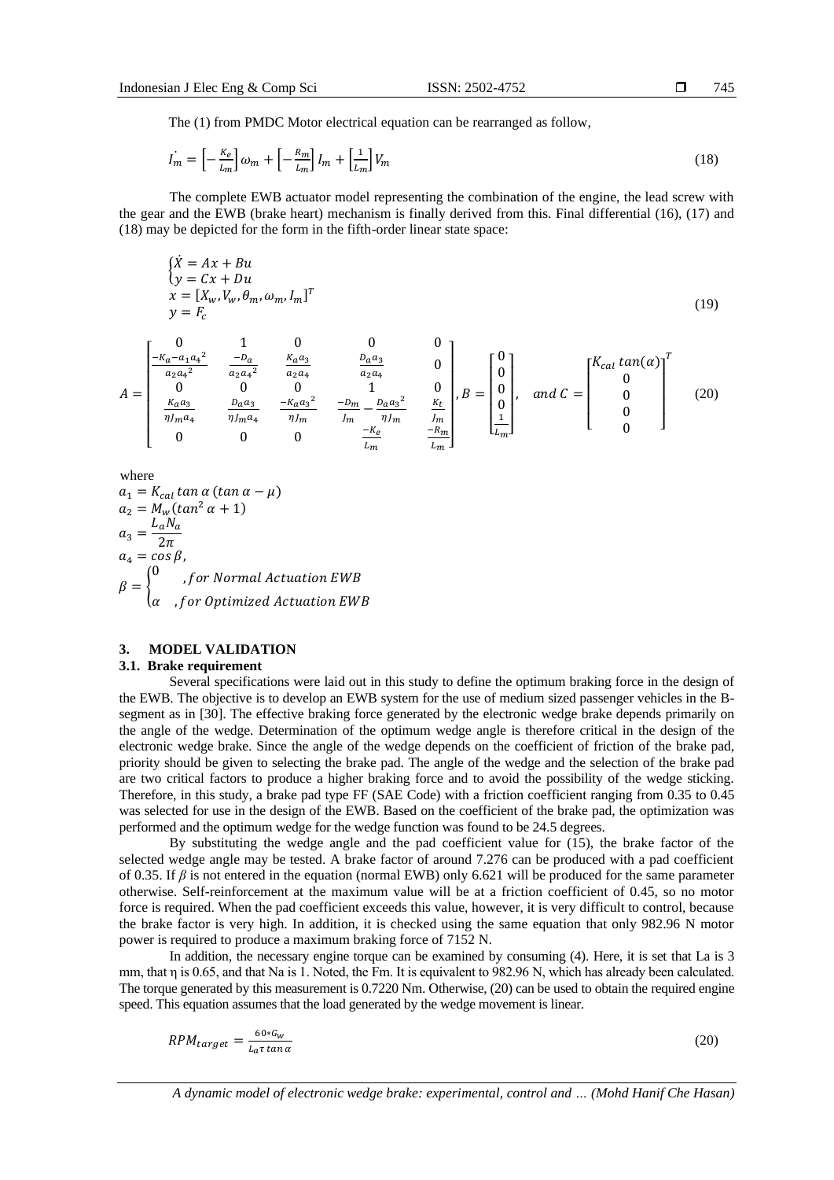The (1) from PMDC Motor electrical equation can be rearranged as follow,

$$\dot{I_m} = \left[-\frac{K_e}{L_m}\right]\omega_m + \left[-\frac{R_m}{L_m}\right]I_m + \left[\frac{1}{L_m}\right]V_m \tag{18}$$

The complete EWB actuator model representing the combination of the engine, the lead screw with the gear and the EWB (brake heart) mechanism is finally derived from this. Final differential (16), (17) and (18) may be depicted for the form in the fifth-order linear state space:

$$\begin{cases} \dot{X} = Ax + Bu \\ y = Cx + Du \end{cases}$$
$$x = [X_w, V_w, \theta_m, \omega_m, I_m]^T$$
$$y = F_c \tag{19}$$

$$A = \begin{bmatrix} 0 & 1 & 0 & 0 & 0 \\ \frac{-K_a - a_1 a_4{}^2}{a_2 a_4{}^2} & \frac{-D_a}{a_2 a_4{}^2} & \frac{K_a a_3}{a_2 a_4} & \frac{D_a a_3}{a_2 a_4} & 0 \\ 0 & 0 & 0 & 1 & 0 \\ \frac{K_a a_3}{\eta J_m a_4} & \frac{D_a a_3}{\eta J_m a_4} & \frac{-K_a a_3{}^2}{\eta J_m} & \frac{-D_m}{J_m} - \frac{D_a a_3{}^2}{\eta J_m} & \frac{K_t}{J_m} \\ 0 & 0 & 0 & \frac{-K_e}{L_m} & \frac{-R_m}{L_m} \end{bmatrix}, B = \begin{bmatrix} 0 \\ 0 \\ 0 \\ 0 \\ \frac{1}{L_m} \end{bmatrix}, \quad and\ C = \begin{bmatrix} K_{cal}\tan(\alpha) \\ 0 \\ 0 \\ 0 \\ 0 \end{bmatrix}^T \tag{20}$$

where

$$a_1 = K_{cal}\tan\alpha\,(\tan\alpha - \mu)$$
$$a_2 = M_w(\tan^2\alpha + 1)$$
$$a_3 = \frac{L_a N_a}{2\pi}$$
$$a_4 = \cos\beta,$$
$$\beta = \begin{cases} 0 & , for\ Normal\ Actuation\ EWB \\ \alpha & , for\ Optimized\ Actuation\ EWB \end{cases}$$

## 3. MODEL VALIDATION

### 3.1. Brake requirement

Several specifications were laid out in this study to define the optimum braking force in the design of the EWB. The objective is to develop an EWB system for the use of medium sized passenger vehicles in the B-segment as in [30]. The effective braking force generated by the electronic wedge brake depends primarily on the angle of the wedge. Determination of the optimum wedge angle is therefore critical in the design of the electronic wedge brake. Since the angle of the wedge depends on the coefficient of friction of the brake pad, priority should be given to selecting the brake pad. The angle of the wedge and the selection of the brake pad are two critical factors to produce a higher braking force and to avoid the possibility of the wedge sticking. Therefore, in this study, a brake pad type FF (SAE Code) with a friction coefficient ranging from 0.35 to 0.45 was selected for use in the design of the EWB. Based on the coefficient of the brake pad, the optimization was performed and the optimum wedge for the wedge function was found to be 24.5 degrees.

By substituting the wedge angle and the pad coefficient value for (15), the brake factor of the selected wedge angle may be tested. A brake factor of around 7.276 can be produced with a pad coefficient of 0.35. If $\beta$ is not entered in the equation (normal EWB) only 6.621 will be produced for the same parameter otherwise. Self-reinforcement at the maximum value will be at a friction coefficient of 0.45, so no motor force is required. When the pad coefficient exceeds this value, however, it is very difficult to control, because the brake factor is very high. In addition, it is checked using the same equation that only 982.96 N motor power is required to produce a maximum braking force of 7152 N.

In addition, the necessary engine torque can be examined by consuming (4). Here, it is set that La is 3 mm, that η is 0.65, and that Na is 1. Noted, the Fm. It is equivalent to 982.96 N, which has already been calculated. The torque generated by this measurement is 0.7220 Nm. Otherwise, (20) can be used to obtain the required engine speed. This equation assumes that the load generated by the wedge movement is linear.

$$RPM_{target} = \frac{60 * G_w}{L_a \tau \tan\alpha} \tag{20}$$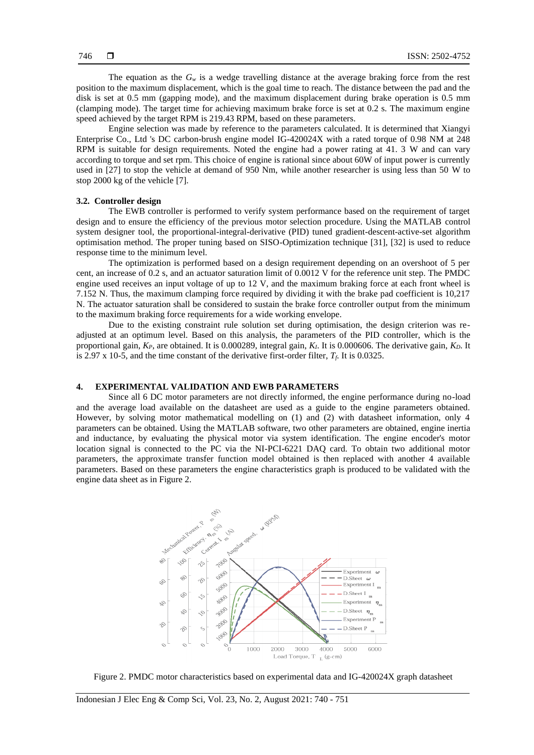The equation as the $G_w$ is a wedge travelling distance at the average braking force from the rest position to the maximum displacement, which is the goal time to reach. The distance between the pad and the disk is set at 0.5 mm (gapping mode), and the maximum displacement during brake operation is 0.5 mm (clamping mode). The target time for achieving maximum brake force is set at 0.2 s. The maximum engine speed achieved by the target RPM is 219.43 RPM, based on these parameters.

Engine selection was made by reference to the parameters calculated. It is determined that Xiangyi Enterprise Co., Ltd 's DC carbon-brush engine model IG-420024X with a rated torque of 0.98 NM at 248 RPM is suitable for design requirements. Noted the engine had a power rating at 41. 3 W and can vary according to torque and set rpm. This choice of engine is rational since about 60W of input power is currently used in [27] to stop the vehicle at demand of 950 Nm, while another researcher is using less than 50 W to stop 2000 kg of the vehicle [7].

### 3.2. Controller design

The EWB controller is performed to verify system performance based on the requirement of target design and to ensure the efficiency of the previous motor selection procedure. Using the MATLAB control system designer tool, the proportional-integral-derivative (PID) tuned gradient-descent-active-set algorithm optimisation method. The proper tuning based on SISO-Optimization technique [31], [32] is used to reduce response time to the minimum level.

The optimization is performed based on a design requirement depending on an overshoot of 5 per cent, an increase of 0.2 s, and an actuator saturation limit of 0.0012 V for the reference unit step. The PMDC engine used receives an input voltage of up to 12 V, and the maximum braking force at each front wheel is 7.152 N. Thus, the maximum clamping force required by dividing it with the brake pad coefficient is 10,217 N. The actuator saturation shall be considered to sustain the brake force controller output from the minimum to the maximum braking force requirements for a wide working envelope.

Due to the existing constraint rule solution set during optimisation, the design criterion was re-adjusted at an optimum level. Based on this analysis, the parameters of the PID controller, which is the proportional gain, $K_P$, are obtained. It is 0.000289, integral gain, $K_I$. It is 0.000606. The derivative gain, $K_D$. It is 2.97 x 10-5, and the time constant of the derivative first-order filter, $T_f$. It is 0.0325.

## 4. EXPERIMENTAL VALIDATION AND EWB PARAMETERS

Since all 6 DC motor parameters are not directly informed, the engine performance during no-load and the average load available on the datasheet are used as a guide to the engine parameters obtained. However, by solving motor mathematical modelling on (1) and (2) with datasheet information, only 4 parameters can be obtained. Using the MATLAB software, two other parameters are obtained, engine inertia and inductance, by evaluating the physical motor via system identification. The engine encoder's motor location signal is connected to the PC via the NI-PCI-6221 DAQ card. To obtain two additional motor parameters, the approximate transfer function model obtained is then replaced with another 4 available parameters. Based on these parameters the engine characteristics graph is produced to be validated with the engine data sheet as in Figure 2.

Figure 2. PMDC motor characteristics based on experimental data and IG-420024X graph datasheet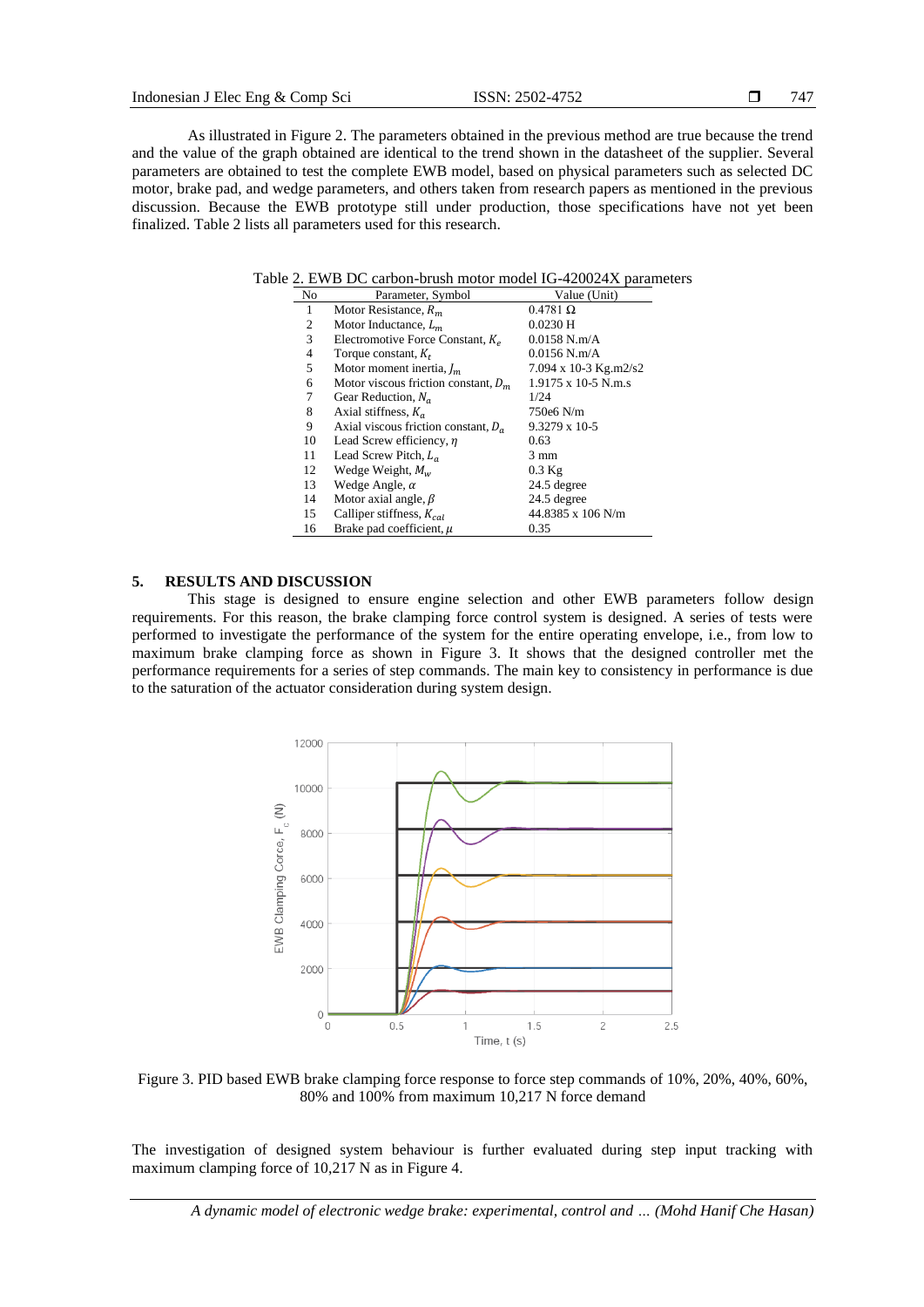As illustrated in Figure 2. The parameters obtained in the previous method are true because the trend and the value of the graph obtained are identical to the trend shown in the datasheet of the supplier. Several parameters are obtained to test the complete EWB model, based on physical parameters such as selected DC motor, brake pad, and wedge parameters, and others taken from research papers as mentioned in the previous discussion. Because the EWB prototype still under production, those specifications have not yet been finalized. Table 2 lists all parameters used for this research.

Table 2. EWB DC carbon-brush motor model IG-420024X parameters

| No | Parameter, Symbol | Value (Unit) |
|---|---|---|
| 1 | Motor Resistance, $R_m$ | 0.4781 Ω |
| 2 | Motor Inductance, $L_m$ | 0.0230 H |
| 3 | Electromotive Force Constant, $K_e$ | 0.0158 N.m/A |
| 4 | Torque constant, $K_t$ | 0.0156 N.m/A |
| 5 | Motor moment inertia, $J_m$ | 7.094 x 10-3 Kg.m2/s2 |
| 6 | Motor viscous friction constant, $D_m$ | 1.9175 x 10-5 N.m.s |
| 7 | Gear Reduction, $N_a$ | 1/24 |
| 8 | Axial stiffness, $K_a$ | 750e6 N/m |
| 9 | Axial viscous friction constant, $D_a$ | 9.3279 x 10-5 |
| 10 | Lead Screw efficiency, $\eta$ | 0.63 |
| 11 | Lead Screw Pitch, $L_a$ | 3 mm |
| 12 | Wedge Weight, $M_w$ | 0.3 Kg |
| 13 | Wedge Angle, $\alpha$ | 24.5 degree |
| 14 | Motor axial angle, $\beta$ | 24.5 degree |
| 15 | Calliper stiffness, $K_{cal}$ | 44.8385 x 106 N/m |
| 16 | Brake pad coefficient, $\mu$ | 0.35 |

## 5. RESULTS AND DISCUSSION

This stage is designed to ensure engine selection and other EWB parameters follow design requirements. For this reason, the brake clamping force control system is designed. A series of tests were performed to investigate the performance of the system for the entire operating envelope, i.e., from low to maximum brake clamping force as shown in Figure 3. It shows that the designed controller met the performance requirements for a series of step commands. The main key to consistency in performance is due to the saturation of the actuator consideration during system design.

Figure 3. PID based EWB brake clamping force response to force step commands of 10%, 20%, 40%, 60%, 80% and 100% from maximum 10,217 N force demand

The investigation of designed system behaviour is further evaluated during step input tracking with maximum clamping force of 10,217 N as in Figure 4.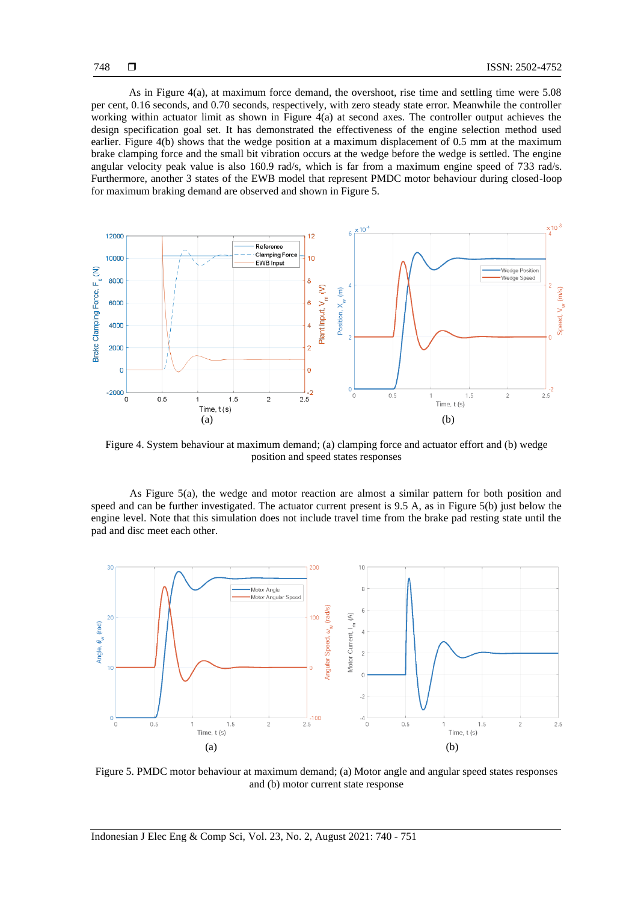As in Figure 4(a), at maximum force demand, the overshoot, rise time and settling time were 5.08 per cent, 0.16 seconds, and 0.70 seconds, respectively, with zero steady state error. Meanwhile the controller working within actuator limit as shown in Figure 4(a) at second axes. The controller output achieves the design specification goal set. It has demonstrated the effectiveness of the engine selection method used earlier. Figure 4(b) shows that the wedge position at a maximum displacement of 0.5 mm at the maximum brake clamping force and the small bit vibration occurs at the wedge before the wedge is settled. The engine angular velocity peak value is also 160.9 rad/s, which is far from a maximum engine speed of 733 rad/s. Furthermore, another 3 states of the EWB model that represent PMDC motor behaviour during closed-loop for maximum braking demand are observed and shown in Figure 5.

Figure 4. System behaviour at maximum demand; (a) clamping force and actuator effort and (b) wedge position and speed states responses

As Figure 5(a), the wedge and motor reaction are almost a similar pattern for both position and speed and can be further investigated. The actuator current present is 9.5 A, as in Figure 5(b) just below the engine level. Note that this simulation does not include travel time from the brake pad resting state until the pad and disc meet each other.

Figure 5. PMDC motor behaviour at maximum demand; (a) Motor angle and angular speed states responses and (b) motor current state response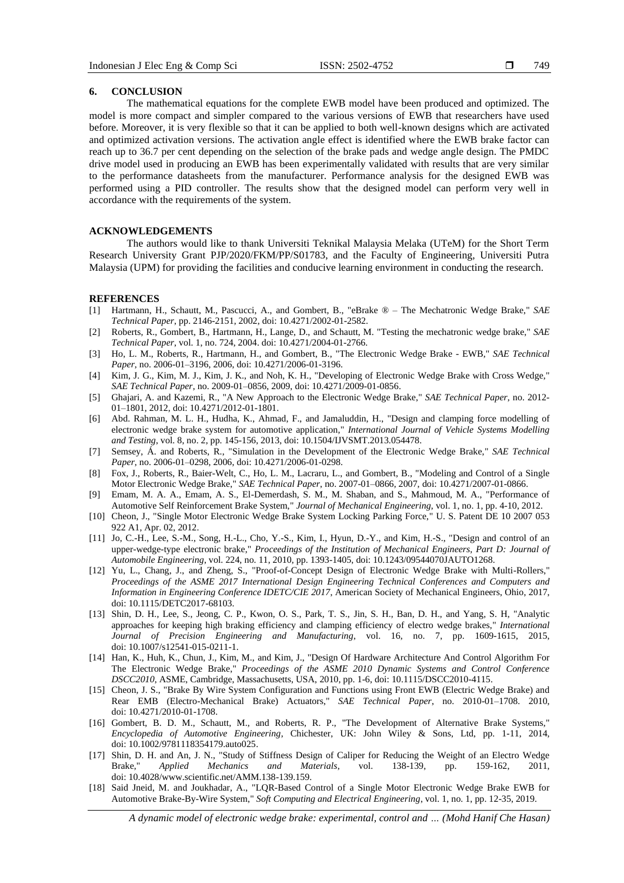## 6. CONCLUSION

The mathematical equations for the complete EWB model have been produced and optimized. The model is more compact and simpler compared to the various versions of EWB that researchers have used before. Moreover, it is very flexible so that it can be applied to both well-known designs which are activated and optimized activation versions. The activation angle effect is identified where the EWB brake factor can reach up to 36.7 per cent depending on the selection of the brake pads and wedge angle design. The PMDC drive model used in producing an EWB has been experimentally validated with results that are very similar to the performance datasheets from the manufacturer. Performance analysis for the designed EWB was performed using a PID controller. The results show that the designed model can perform very well in accordance with the requirements of the system.

## ACKNOWLEDGEMENTS

The authors would like to thank Universiti Teknikal Malaysia Melaka (UTeM) for the Short Term Research University Grant PJP/2020/FKM/PP/S01783, and the Faculty of Engineering, Universiti Putra Malaysia (UPM) for providing the facilities and conducive learning environment in conducting the research.

## REFERENCES

[1] Hartmann, H., Schautt, M., Pascucci, A., and Gombert, B., "eBrake ® – The Mechatronic Wedge Brake," *SAE Technical Paper*, pp. 2146-2151, 2002, doi: 10.4271/2002-01-2582.

[2] Roberts, R., Gombert, B., Hartmann, H., Lange, D., and Schautt, M. "Testing the mechatronic wedge brake," *SAE Technical Paper*, vol. 1, no. 724, 2004. doi: 10.4271/2004-01-2766.

[3] Ho, L. M., Roberts, R., Hartmann, H., and Gombert, B., "The Electronic Wedge Brake - EWB," *SAE Technical Paper*, no. 2006-01–3196, 2006, doi: 10.4271/2006-01-3196.

[4] Kim, J. G., Kim, M. J., Kim, J. K., and Noh, K. H., "Developing of Electronic Wedge Brake with Cross Wedge," *SAE Technical Paper*, no. 2009-01–0856, 2009, doi: 10.4271/2009-01-0856.

[5] Ghajari, A. and Kazemi, R., "A New Approach to the Electronic Wedge Brake," *SAE Technical Paper*, no. 2012-01–1801, 2012, doi: 10.4271/2012-01-1801.

[6] Abd. Rahman, M. L. H., Hudha, K., Ahmad, F., and Jamaluddin, H., "Design and clamping force modelling of electronic wedge brake system for automotive application," *International Journal of Vehicle Systems Modelling and Testing*, vol. 8, no. 2, pp. 145-156, 2013, doi: 10.1504/IJVSMT.2013.054478.

[7] Semsey, Á. and Roberts, R., "Simulation in the Development of the Electronic Wedge Brake," *SAE Technical Paper*, no. 2006-01–0298, 2006, doi: 10.4271/2006-01-0298.

[8] Fox, J., Roberts, R., Baier-Welt, C., Ho, L. M., Lacraru, L., and Gombert, B., "Modeling and Control of a Single Motor Electronic Wedge Brake," *SAE Technical Paper*, no. 2007-01–0866, 2007, doi: 10.4271/2007-01-0866.

[9] Emam, M. A. A., Emam, A. S., El-Demerdash, S. M., M. Shaban, and S., Mahmoud, M. A., "Performance of Automotive Self Reinforcement Brake System," *Journal of Mechanical Engineering*, vol. 1, no. 1, pp. 4-10, 2012.

[10] Cheon, J., "Single Motor Electronic Wedge Brake System Locking Parking Force," U. S. Patent DE 10 2007 053 922 A1, Apr. 02, 2012.

[11] Jo, C.-H., Lee, S.-M., Song, H.-L., Cho, Y.-S., Kim, I., Hyun, D.-Y., and Kim, H.-S., "Design and control of an upper-wedge-type electronic brake," *Proceedings of the Institution of Mechanical Engineers, Part D: Journal of Automobile Engineering*, vol. 224, no. 11, 2010, pp. 1393-1405, doi: 10.1243/09544070JAUTO1268.

[12] Yu, L., Chang, J., and Zheng, S., "Proof-of-Concept Design of Electronic Wedge Brake with Multi-Rollers," *Proceedings of the ASME 2017 International Design Engineering Technical Conferences and Computers and Information in Engineering Conference IDETC/CIE 2017*, American Society of Mechanical Engineers, Ohio, 2017, doi: 10.1115/DETC2017-68103.

[13] Shin, D. H., Lee, S., Jeong, C. P., Kwon, O. S., Park, T. S., Jin, S. H., Ban, D. H., and Yang, S. H, "Analytic approaches for keeping high braking efficiency and clamping efficiency of electro wedge brakes," *International Journal of Precision Engineering and Manufacturing*, vol. 16, no. 7, pp. 1609-1615, 2015, doi: 10.1007/s12541-015-0211-1.

[14] Han, K., Huh, K., Chun, J., Kim, M., and Kim, J., "Design Of Hardware Architecture And Control Algorithm For The Electronic Wedge Brake," *Proceedings of the ASME 2010 Dynamic Systems and Control Conference DSCC2010*, ASME, Cambridge, Massachusetts, USA, 2010, pp. 1-6, doi: 10.1115/DSCC2010-4115.

[15] Cheon, J. S., "Brake By Wire System Configuration and Functions using Front EWB (Electric Wedge Brake) and Rear EMB (Electro-Mechanical Brake) Actuators," *SAE Technical Paper*, no. 2010-01–1708. 2010, doi: 10.4271/2010-01-1708.

[16] Gombert, B. D. M., Schautt, M., and Roberts, R. P., "The Development of Alternative Brake Systems," *Encyclopedia of Automotive Engineering*, Chichester, UK: John Wiley & Sons, Ltd, pp. 1-11, 2014, doi: 10.1002/9781118354179.auto025.

[17] Shin, D. H. and An, J. N., "Study of Stiffness Design of Caliper for Reducing the Weight of an Electro Wedge Brake," *Applied Mechanics and Materials*, vol. 138-139, pp. 159-162, 2011, doi: 10.4028/www.scientific.net/AMM.138-139.159.

[18] Said Jneid, M. and Joukhadar, A., "LQR-Based Control of a Single Motor Electronic Wedge Brake EWB for Automotive Brake-By-Wire System," *Soft Computing and Electrical Engineering*, vol. 1, no. 1, pp. 12-35, 2019.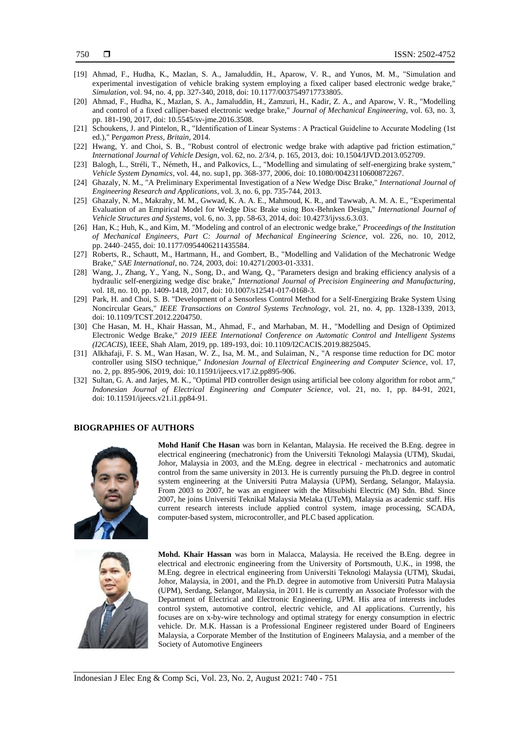[19] Ahmad, F., Hudha, K., Mazlan, S. A., Jamaluddin, H., Aparow, V. R., and Yunos, M. M., "Simulation and experimental investigation of vehicle braking system employing a fixed caliper based electronic wedge brake," *Simulation*, vol. 94, no. 4, pp. 327-340, 2018, doi: 10.1177/0037549717733805.

[20] Ahmad, F., Hudha, K., Mazlan, S. A., Jamaluddin, H., Zamzuri, H., Kadir, Z. A., and Aparow, V. R., "Modelling and control of a fixed calliper-based electronic wedge brake," *Journal of Mechanical Engineering*, vol. 63, no. 3, pp. 181-190, 2017, doi: 10.5545/sv-jme.2016.3508.

[21] Schoukens, J. and Pintelon, R., "Identification of Linear Systems : A Practical Guideline to Accurate Modeling (1st ed.)," P*ergamon Press, Britain*, 2014.

[22] Hwang, Y. and Choi, S. B., "Robust control of electronic wedge brake with adaptive pad friction estimation," *International Journal of Vehicle Design*, vol. 62, no. 2/3/4, p. 165, 2013, doi: 10.1504/IJVD.2013.052709.

[23] Balogh, L., Stréli, T., Németh, H., and Palkovics, L., "Modelling and simulating of self-energizing brake system," *Vehicle System Dynamics*, vol. 44, no. sup1, pp. 368-377, 2006, doi: 10.1080/00423110600872267.

[24] Ghazaly, N. M., "A Preliminary Experimental Investigation of a New Wedge Disc Brake," *International Journal of Engineering Research and Applications*, vol. 3, no. 6, pp. 735-744, 2013.

[25] Ghazaly, N. M., Makrahy, M. M., Gwwad, K. A. A. E., Mahmoud, K. R., and Tawwab, A. M. A. E., "Experimental Evaluation of an Empirical Model for Wedge Disc Brake using Box-Behnken Design," *International Journal of Vehicle Structures and Systems*, vol. 6, no. 3, pp. 58-63, 2014, doi: 10.4273/ijvss.6.3.03.

[26] Han, K.; Huh, K., and Kim, M. "Modeling and control of an electronic wedge brake," *Proceedings of the Institution of Mechanical Engineers, Part C: Journal of Mechanical Engineering Science*, vol. 226, no. 10, 2012, pp. 2440–2455, doi: 10.1177/0954406211435584.

[27] Roberts, R., Schautt, M., Hartmann, H., and Gombert, B., "Modelling and Validation of the Mechatronic Wedge Brake," *SAE International*, no. 724, 2003, doi: 10.4271/2003-01-3331.

[28] Wang, J., Zhang, Y., Yang, N., Song, D., and Wang, Q., "Parameters design and braking efficiency analysis of a hydraulic self-energizing wedge disc brake," *International Journal of Precision Engineering and Manufacturing*, vol. 18, no. 10, pp. 1409-1418, 2017, doi: 10.1007/s12541-017-0168-3.

[29] Park, H. and Choi, S. B. "Development of a Sensorless Control Method for a Self-Energizing Brake System Using Noncircular Gears," *IEEE Transactions on Control Systems Technology*, vol. 21, no. 4, pp. 1328-1339, 2013, doi: 10.1109/TCST.2012.2204750.

[30] Che Hasan, M. H., Khair Hassan, M., Ahmad, F., and Marhaban, M. H., "Modelling and Design of Optimized Electronic Wedge Brake," *2019 IEEE International Conference on Automatic Control and Intelligent Systems (I2CACIS)*, IEEE, Shah Alam, 2019, pp. 189-193, doi: 10.1109/I2CACIS.2019.8825045.

[31] Alkhafaji, F. S. M., Wan Hasan, W. Z., Isa, M. M., and Sulaiman, N., "A response time reduction for DC motor controller using SISO technique," *Indonesian Journal of Electrical Engineering and Computer Science*, vol. 17, no. 2, pp. 895-906, 2019, doi: 10.11591/ijeecs.v17.i2.pp895-906.

[32] Sultan, G. A. and Jarjes, M. K., "Optimal PID controller design using artificial bee colony algorithm for robot arm," *Indonesian Journal of Electrical Engineering and Computer Science*, vol. 21, no. 1, pp. 84-91, 2021, doi: 10.11591/ijeecs.v21.i1.pp84-91.

## BIOGRAPHIES OF AUTHORS

**Mohd Hanif Che Hasan** was born in Kelantan, Malaysia. He received the B.Eng. degree in electrical engineering (mechatronic) from the Universiti Teknologi Malaysia (UTM), Skudai, Johor, Malaysia in 2003, and the M.Eng. degree in electrical - mechatronics and automatic control from the same university in 2013. He is currently pursuing the Ph.D. degree in control system engineering at the Universiti Putra Malaysia (UPM), Serdang, Selangor, Malaysia. From 2003 to 2007, he was an engineer with the Mitsubishi Electric (M) Sdn. Bhd. Since 2007, he joins Universiti Teknikal Malaysia Melaka (UTeM), Malaysia as academic staff. His current research interests include applied control system, image processing, SCADA, computer-based system, microcontroller, and PLC based application.

**Mohd. Khair Hassan** was born in Malacca, Malaysia. He received the B.Eng. degree in electrical and electronic engineering from the University of Portsmouth, U.K., in 1998, the M.Eng. degree in electrical engineering from Universiti Teknologi Malaysia (UTM), Skudai, Johor, Malaysia, in 2001, and the Ph.D. degree in automotive from Universiti Putra Malaysia (UPM), Serdang, Selangor, Malaysia, in 2011. He is currently an Associate Professor with the Department of Electrical and Electronic Engineering, UPM. His area of interests includes control system, automotive control, electric vehicle, and AI applications. Currently, his focuses are on x-by-wire technology and optimal strategy for energy consumption in electric vehicle. Dr. M.K. Hassan is a Professional Engineer registered under Board of Engineers Malaysia, a Corporate Member of the Institution of Engineers Malaysia, and a member of the Society of Automotive Engineers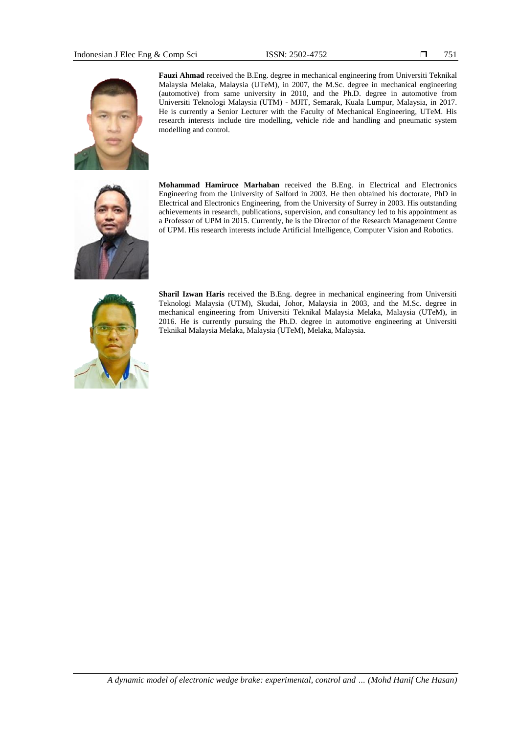**Fauzi Ahmad** received the B.Eng. degree in mechanical engineering from Universiti Teknikal Malaysia Melaka, Malaysia (UTeM), in 2007, the M.Sc. degree in mechanical engineering (automotive) from same university in 2010, and the Ph.D. degree in automotive from Universiti Teknologi Malaysia (UTM) - MJIT, Semarak, Kuala Lumpur, Malaysia, in 2017. He is currently a Senior Lecturer with the Faculty of Mechanical Engineering, UTeM. His research interests include tire modelling, vehicle ride and handling and pneumatic system modelling and control.

**Mohammad Hamiruce Marhaban** received the B.Eng. in Electrical and Electronics Engineering from the University of Salford in 2003. He then obtained his doctorate, PhD in Electrical and Electronics Engineering, from the University of Surrey in 2003. His outstanding achievements in research, publications, supervision, and consultancy led to his appointment as a Professor of UPM in 2015. Currently, he is the Director of the Research Management Centre of UPM. His research interests include Artificial Intelligence, Computer Vision and Robotics.

**Sharil Izwan Haris** received the B.Eng. degree in mechanical engineering from Universiti Teknologi Malaysia (UTM), Skudai, Johor, Malaysia in 2003, and the M.Sc. degree in mechanical engineering from Universiti Teknikal Malaysia Melaka, Malaysia (UTeM), in 2016. He is currently pursuing the Ph.D. degree in automotive engineering at Universiti Teknikal Malaysia Melaka, Malaysia (UTeM), Melaka, Malaysia.